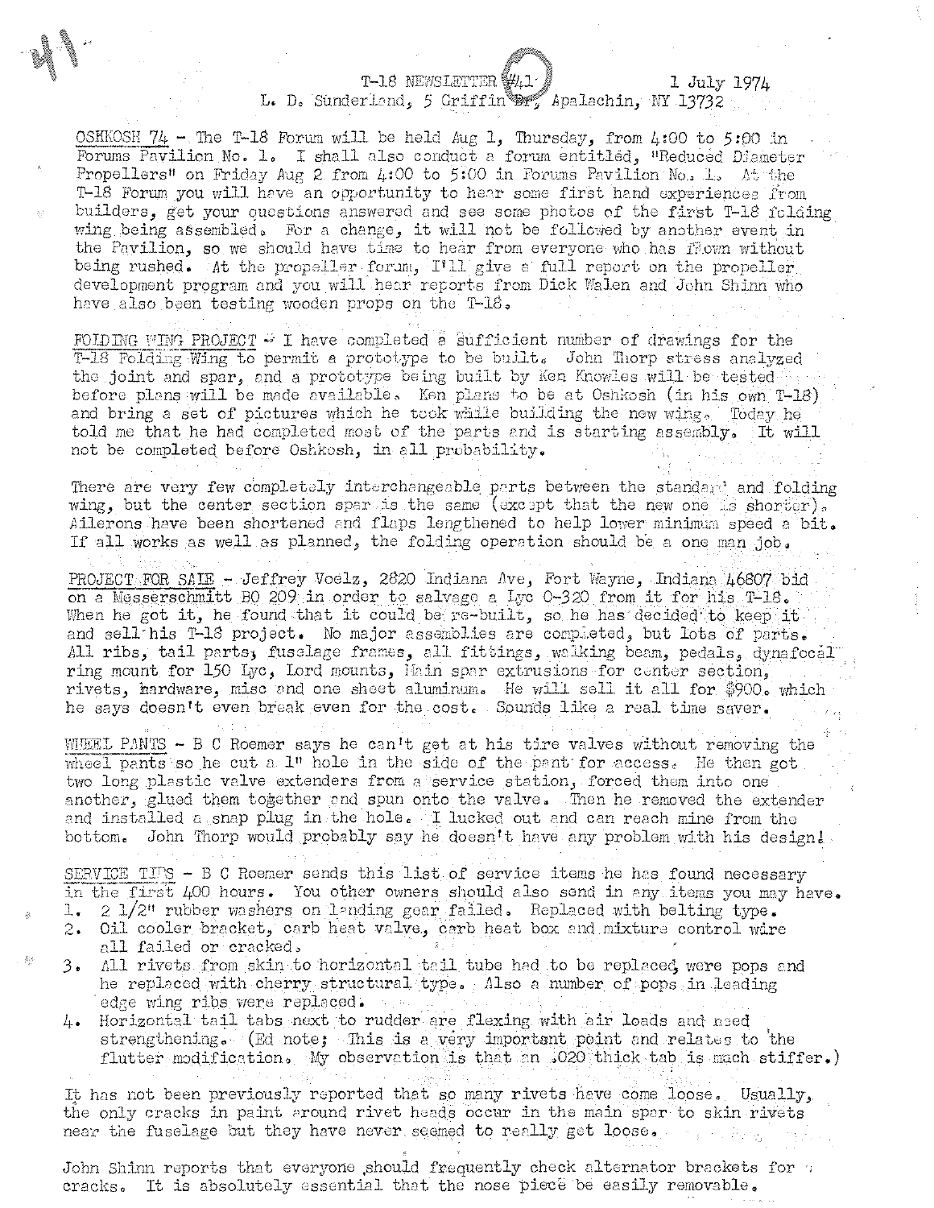T-18 NEWSLETTER #41 1 July 1974
L. D. Sunderland, 5 Griffin Dr, Apalachin, NY 13732

OSHKOSH 74 - The T-18 Forum will be held Aug 1, Thursday, from 4:00 to 5:00 in Forums Pavilion No. 1. I shall also conduct a forum entitled, "Reduced Diameter Propellers" on Friday Aug 2 from 4:00 to 5:00 in Forums Pavilion No. 1. At the T-18 Forum you will have an opportunity to hear some first hand experiences from builders, get your questions answered and see some photos of the first T-18 folding wing being assembled. For a change, it will not be followed by another event in the Pavilion, so we should have time to hear from everyone who has flown without being rushed. At the propeller forum, I'll give a full report on the propeller development program and you will hear reports from Dick Walen and John Shinn who have also been testing wooden props on the T-18.

FOLDING WING PROJECT - I have completed a sufficient number of drawings for the T-18 Folding Wing to permit a prototype to be built. John Thorp stress analyzed the joint and spar, and a prototype being built by Ken Knowles will be tested before plans will be made available. Ken plans to be at Oshkosh (in his own T-18) and bring a set of pictures which he took while building the new wing. Today he told me that he had completed most of the parts and is starting assembly. It will not be completed before Oshkosh, in all probability.

There are very few completely interchangeable parts between the standard and folding wing, but the center section spar is the same (except that the new one is shorter). Ailerons have been shortened and flaps lengthened to help lower minimum speed a bit. If all works as well as planned, the folding operation should be a one man job.

PROJECT FOR SALE - Jeffrey Voelz, 2820 Indiana Ave, Fort Wayne, Indiana 46807 bid on a Messerschmitt BO 209 in order to salvage a Lyc O-320 from it for his T-18. When he got it, he found that it could be re-built, so he has decided to keep it and sell his T-18 project. No major assemblies are completed, but lots of parts. All ribs, tail parts, fuselage frames, all fittings, walking beam, pedals, dynafocal ring mount for 150 Lyc, Lord mounts, Main spar extrusions for center section, rivets, hardware, misc and one sheet aluminum. He will sell it all for $900. which he says doesn't even break even for the cost. Sounds like a real time saver.

WHEEL PANTS - B C Roemer says he can't get at his tire valves without removing the wheel pants so he cut a 1" hole in the side of the pant for access. He then got two long plastic valve extenders from a service station, forced them into one another, glued them together and spun onto the valve. Then he removed the extender and installed a snap plug in the hole. I lucked out and can reach mine from the bottom. John Thorp would probably say he doesn't have any problem with his design!

SERVICE TIPS - B C Roemer sends this list of service items he has found necessary in the first 400 hours. You other owners should also send in any items you may have.

1. 2 1/2" rubber washers on landing gear failed. Replaced with belting type.
2. Oil cooler bracket, carb heat valve, carb heat box and mixture control wire all failed or cracked.
3. All rivets from skin to horizontal tail tube had to be replaced, were pops and he replaced with cherry structural type. Also a number of pops in leading edge wing ribs were replaced.
4. Horizontal tail tabs next to rudder are flexing with air loads and need strengthening. (Ed note; This is a very important point and relates to the flutter modification. My observation is that an .020 thick tab is much stiffer.)

It has not been previously reported that so many rivets have come loose. Usually, the only cracks in paint around rivet heads occur in the main spar to skin rivets near the fuselage but they have never seemed to really get loose.

John Shinn reports that everyone should frequently check alternator brackets for cracks. It is absolutely essential that the nose piece be easily removable.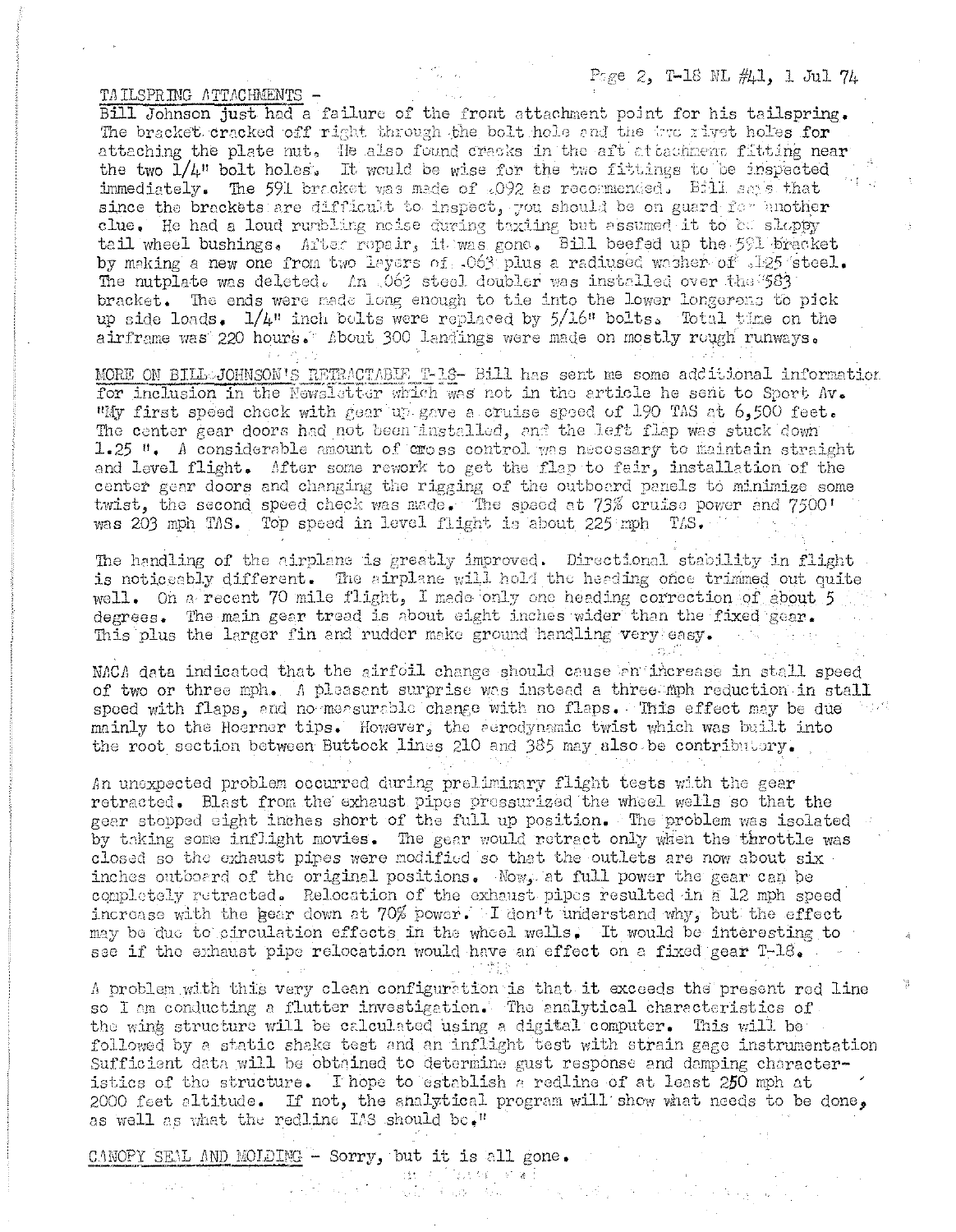TAILSPRING ATTACHMENTS - Bill Johnson just had a failure of the front attachment point for his tailspring. The bracket cracked off right through the bolt hole and the two rivet holes for attaching the plate nut. He also found cracks in the aft attachment fitting near the two 1/4" bolt holes. It would be wise for the two fittings to be inspected immediately. The 591 bracket was made of .092 as recommended. Bill says that since the brackets are difficult to inspect, you should be on guard for another clue. He had a loud rumbling noise during taxiing but assumed it to be sloppy tail wheel bushings. After repair, it was gone. Bill beefed up the 591 bracket by making a new one from two layers of .063 plus a radiused washer of .125 steel. The nutplate was deleted. An .063 steel doubler was installed over the 583 bracket. The ends were made long enough to tie into the lower longerons to pick up side loads. 1/4" inch bolts were replaced by 5/16" bolts. Total time on the airframe was 220 hours. About 300 landings were made on mostly rough runways.

MORE ON BILL JOHNSON'S RETRACTABLE T-18- Bill has sent me some additional information for inclusion in the Newsletter which was not in the article he sent to Sport Av. "My first speed check with gear up gave a cruise speed of 190 TAS at 6,500 feet. The center gear doors had not been installed, and the left flap was stuck down 1.25 ". A considerable amount of cross control was necessary to maintain straight and level flight. After some rework to get the flap to fair, installation of the center gear doors and changing the rigging of the outboard panels to minimize some twist, the second speed check was made. The speed at 73% cruise power and 7500' was 203 mph TAS. Top speed in level flight is about 225 mph TAS.

The handling of the airplane is greatly improved. Directional stability in flight is noticeably different. The airplane will hold the heading once trimmed out quite well. On a recent 70 mile flight, I made only one heading correction of about 5 degrees. The main gear tread is about eight inches wider than the fixed gear. This plus the larger fin and rudder make ground handling very easy.

NACA data indicated that the airfoil change should cause an increase in stall speed of two or three mph. A pleasant surprise was instead a three mph reduction in stall speed with flaps, and no measurable change with no flaps. This effect may be due mainly to the Hoerner tips. However, the aerodynamic twist which was built into the root section between Buttock lines 210 and 385 may also be contributory.

An unexpected problem occurred during preliminary flight tests with the gear retracted. Blast from the exhaust pipes pressurized the wheel wells so that the gear stopped eight inches short of the full up position. The problem was isolated by taking some inflight movies. The gear would retract only when the throttle was closed so the exhaust pipes were modified so that the outlets are now about six inches outboard of the original positions. Now, at full power the gear can be completely retracted. Relocation of the exhaust pipes resulted in a 12 mph speed increase with the gear down at 70% power. I don't understand why, but the effect may be due to circulation effects in the wheel wells. It would be interesting to see if the exhaust pipe relocation would have an effect on a fixed gear T-18.

A problem with this very clean configuration is that it exceeds the present red line so I am conducting a flutter investigation. The analytical characteristics of the wing structure will be calculated using a digital computer. This will be followed by a static shake test and an inflight test with strain gage instrumentation. Sufficient data will be obtained to determine gust response and damping characteristics of the structure. I hope to establish a redline of at least 250 mph at 2000 feet altitude. If not, the analytical program will show what needs to be done, as well as what the redline IAS should be."

CANOPY SEAL AND MOLDING - Sorry, but it is all gone.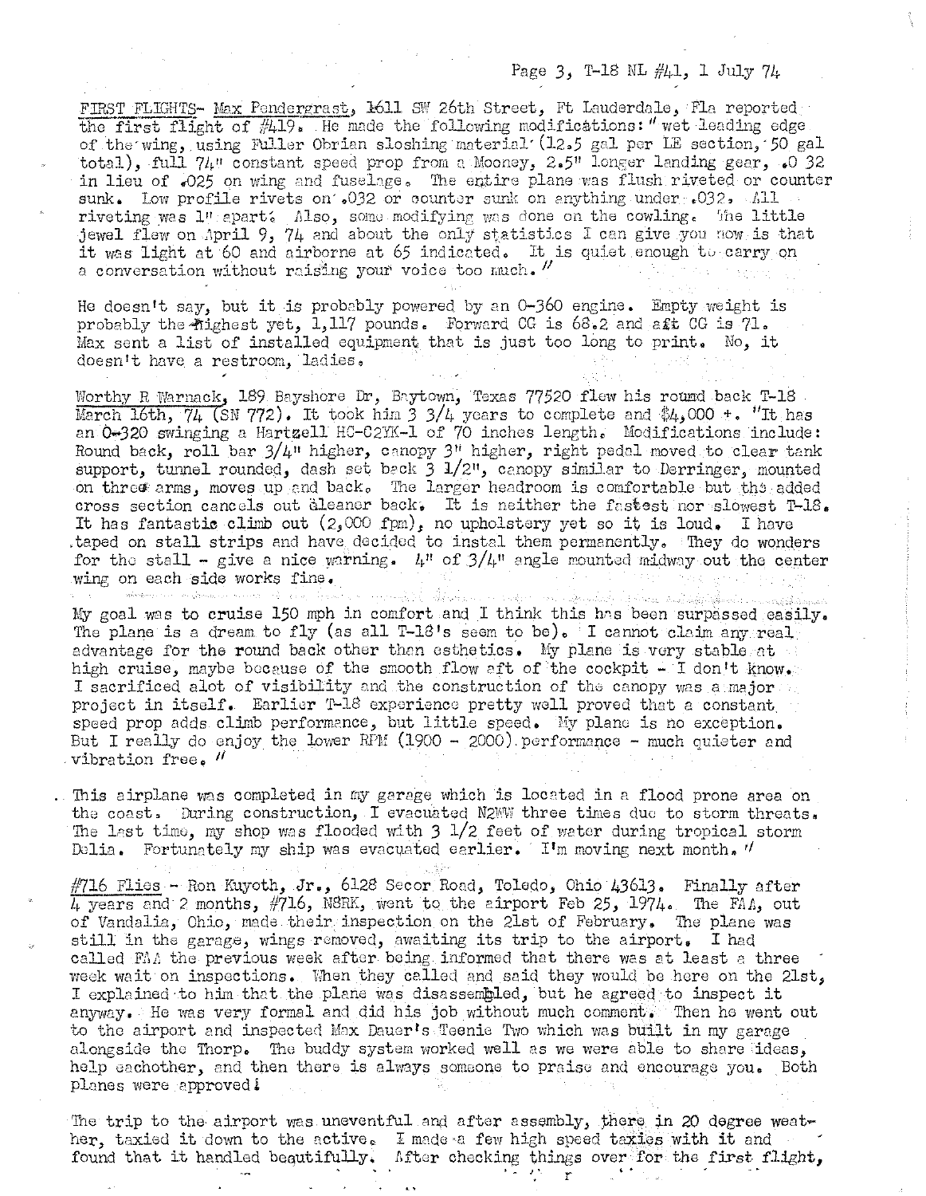FIRST FLIGHTS- Max Pendergrast, 1611 SW 26th Street, Ft Lauderdale, Fla reported the first flight of #419. He made the following modifications: " wet leading edge of the wing, using Fuller Obrian sloshing material (12.5 gal per LE section, 50 gal total), full 74" constant speed prop from a Mooney, 2.5" longer landing gear, .0 32 in lieu of .025 on wing and fuselage. The entire plane was flush riveted or counter sunk. Low profile rivets on .032 or counter sunk on anything under .032. All riveting was 1" apart. Also, some modifying was done on the cowling. The little jewel flew on April 9, 74 and about the only statistics I can give you now is that it was light at 60 and airborne at 65 indicated. It is quiet enough to carry on a conversation without raising your voice too much. "

He doesn't say, but it is probably powered by an 0-360 engine. Empty weight is probably the highest yet, 1,117 pounds. Forward CG is 68.2 and aft CG is 71. Max sent a list of installed equipment that is just too long to print. No, it doesn't have a restroom, ladies.

Worthy R Warnack, 189 Bayshore Dr, Baytown, Texas 77520 flew his round back T-18 March 16th, 74 (SN 772). It took him 3 3/4 years to complete and $4,000 +. "It has an 0-320 swinging a Hartzell HC-C2YK-1 of 70 inches length. Modifications include: Round back, roll bar 3/4" higher, canopy 3" higher, right pedal moved to clear tank support, tunnel rounded, dash set back 3 1/2", canopy similar to Derringer, mounted on three arms, moves up and back. The larger headroom is comfortable but the added cross section cancels out cleaner back. It is neither the fastest nor slowest T-18. It has fantastic climb out (2,000 fpm), no upholstery yet so it is loud. I have taped on stall strips and have decided to instal them permanently. They do wonders for the stall - give a nice warning. 4" of 3/4" angle mounted midway out the center wing on each side works fine.

My goal was to cruise 150 mph in comfort and I think this has been surpassed easily. The plane is a dream to fly (as all T-18's seem to be). I cannot claim any real advantage for the round back other than esthetics. My plane is very stable at high cruise, maybe because of the smooth flow aft of the cockpit - I don't know. I sacrificed alot of visibility and the construction of the canopy was a major project in itself. Earlier T-18 experience pretty well proved that a constant speed prop adds climb performance, but little speed. My plane is no exception. But I really do enjoy the lower RPM (1900 - 2000) performance - much quieter and vibration free. "

This airplane was completed in my garage which is located in a flood prone area on the coast. During construction, I evacuated N2WW three times due to storm threats. The last time, my shop was flooded with 3 1/2 feet of water during tropical storm Delia. Fortunately my ship was evacuated earlier. I'm moving next month. "

#716 Flies - Ron Kuyoth, Jr., 6128 Secor Road, Toledo, Ohio 43613. Finally after 4 years and 2 months, #716, N8RK, went to the airport Feb 25, 1974. The FAA, out of Vandalia, Ohio, made their inspection on the 21st of February. The plane was still in the garage, wings removed, awaiting its trip to the airport. I had called FAA the previous week after being informed that there was at least a three week wait on inspections. When they called and said they would be here on the 21st, I explained to him that the plane was disassembled, but he agreed to inspect it anyway. He was very formal and did his job without much comment. Then he went out to the airport and inspected Max Dauer's Teenie Two which was built in my garage alongside the Thorp. The buddy system worked well as we were able to share ideas, help eachother, and then there is always someone to praise and encourage you. Both planes were approved!

The trip to the airport was uneventful and after assembly, there in 20 degree weather, taxied it down to the active. I made a few high speed taxies with it and found that it handled beautifully. After checking things over for the first flight,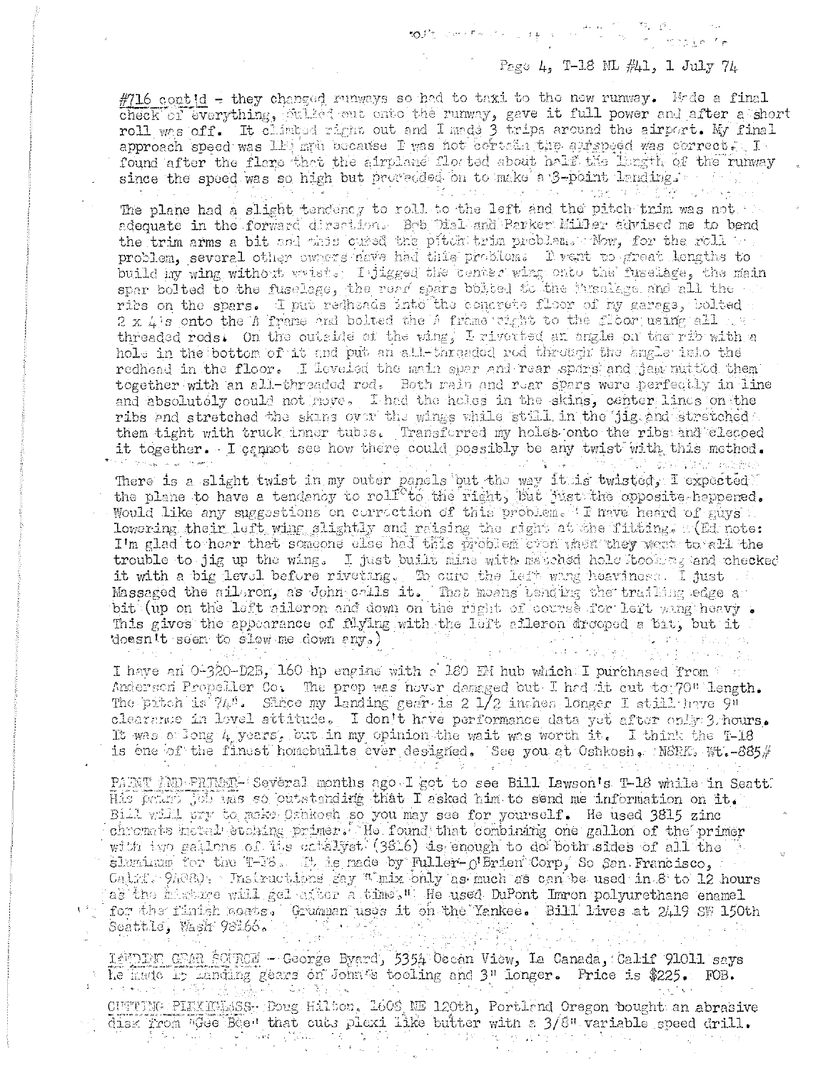#716 cont'd - they changed runways so had to taxi to the new runway. Made a final check of everything, pulled out onto the runway, gave it full power and after a short roll was off. It climbed right out and I made 3 trips around the airport. My final approach speed was 110 mph because I was not certain the airspeed was correct. I found after the flare that the airplane floated about half the length of the runway since the speed was so high but proceeded on to make a 3-point landing.

The plane had a slight tendency to roll to the left and the pitch trim was not adequate in the forward direction. Bob Dial and Parker Miller advised me to bend the trim arms a bit and this cured the pitch trim problem. Now, for the roll problem, several other owners have had this problem. I went to great lengths to build my wing without twist. I jigged the center wing onto the fuselage, the main spar bolted to the fuselage, the rear spars bolted to the fuselage and all the ribs on the spars. I put redheads into the concrete floor of my garage, bolted 2 x 4's onto the A frame and bolted the A frame right to the floor using all threaded rods. On the outside of the wing, I riveted an angle on the rib with a hole in the bottom of it and put an all-threaded rod through the angle into the redhead in the floor. I leveled the main spar and rear spars and jam nutted them together with an all-threaded rod. Both main and rear spars were perfectly in line and absolutely could not move. I had the holes in the skins, center lines on the ribs and stretched the skins over the wings while still in the jig and stretched them tight with truck inner tubes. Transferred my holes onto the ribs and clecoed it together. I cannot see how there could possibly be any twist with this method.

There is a slight twist in my outer panels but the way it is twisted, I expected the plane to have a tendency to roll to the right, but just the opposite happened. Would like any suggestions on correction of this problem. I have heard of guys lowering their left wing slightly and raising the right at the fitting. (Ed note: I'm glad to hear that someone else had this problem even when they went to all the trouble to jig up the wing. I just built mine with matched hole tooling and checked it with a big level before riveting. To cure the left wing heaviness. I just Massaged the aileron, as John calls it. That means bending the trailing edge a bit (up on the left aileron and down on the right of course for left wing heavy. This gives the appearance of flying with the left aileron drooped a bit, but it doesn't seem to slow me down any.)

I have an O-320-D2B, 160 hp engine with a 180 EM hub which I purchased from Anderson Propeller Co. The prop was never damaged but I had it cut to 70" length. The pitch is 74". Since my landing gear is 2 1/2 inches longer I still have 9" clearance in level attitude. I don't have performance data yet after only 3 hours. It was a long 4 years, but in my opinion the wait was worth it. I think the T-18 is one of the finest homebuilts ever designed. See you at Oshkosh. N8RK, Wt.-885#

PAINT AND PRIMER - Several months ago I got to see Bill Lawson's T-18 while in Seattle. His paint job was so outstanding that I asked him to send me information on it. Bill will try to make Oshkosh so you may see for yourself. He used 3815 zinc chromate metal etching primer. He found that combining one gallon of the primer with two gallons of its catalyst (3816) is enough to do both sides of all the aluminum for the T-18. It is made by Fuller-O'Brien Corp, So San Francisco, Calif. 94080. Instructions say "mix only as much as can be used in 8 to 12 hours as the mixture will gel after a time." He used DuPont Imron polyurethane enamel for the finish coats. Grumman uses it on the Yankee. Bill lives at 2419 SW 150th Seattle, Wash 98166.

LANDING GEAR SOURCE - George Byard, 5354 Ocean View, La Canada, Calif 91011 says he made 15 landing gears on John's tooling and 3" longer. Price is $225. FOB.

CUTTING PLEXIGLASS - Doug Hilton, 1606 NE 120th, Portland Oregon bought an abrasive disk from "Gee Bee" that cuts plexi like butter with a 3/8" variable speed drill.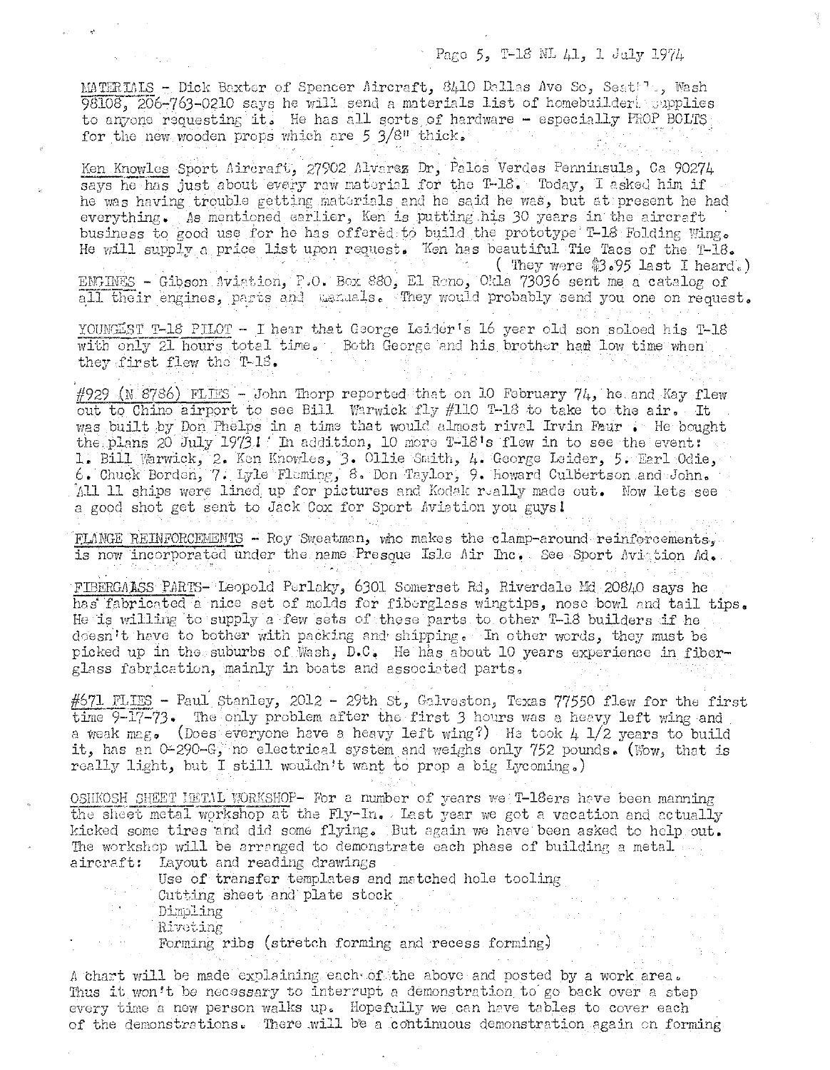MATERIALS - Dick Baxter of Spencer Aircraft, 8410 Dallas Ave So, Seattle, Wash 98108, 206-763-0210 says he will send a materials list of homebuilders supplies to anyone requesting it. He has all sorts of hardware - especially PROP BOLTS for the new wooden props which are 5 3/8" thick.

Ken Knowles Sport Aircraft, 27902 Alvarez Dr, Palos Verdes Penninsula, Ca 90274 says he has just about every raw material for the T-18. Today, I asked him if he was having trouble getting materials and he said he was, but at present he had everything. As mentioned earlier, Ken is putting his 30 years in the aircraft business to good use for he has offered to build the prototype T-18 Folding Wing. He will supply a price list upon request. Ken has beautiful Tie Tacs of the T-18. ( They were $3.95 last I heard.)

ENGINES - Gibson Aviation, P.O. Box 880, El Reno, Okla 73036 sent me a catalog of all their engines, parts and manuals. They would probably send you one on request.

YOUNGEST T-18 PILOT - I hear that George Leider's 16 year old son soloed his T-18 with only 21 hours total time. Both George and his brother had low time when they first flew the T-18.

#929 (N 8786) FLIES - John Thorp reported that on 10 February 74, he and Kay flew out to Chino airport to see Bill Warwick fly #110 T-18 to take to the air. It was built by Don Phelps in a time that would almost rival Irvin Faur . He bought the plans 20 July 1973! In addition, 10 more T-18's flew in to see the event: 1. Bill Warwick, 2. Ken Knowles, 3. Ollie Smith, 4. George Leider, 5. Earl Odie, 6. Chuck Borden, 7. Lyle Fleming, 8. Don Taylor, 9. Howard Culbertson and John. All 11 ships were lined up for pictures and Kodak really made out. Now lets see a good shot get sent to Jack Cox for Sport Aviation you guys!

FLANGE REINFORCEMENTS - Roy Sweatman, who makes the clamp-around reinforcements, is now incorporated under the name Presque Isle Air Inc. See Sport Aviation Ad.

FIBERGALSS PARTS- Leopold Perlaky, 6301 Somerset Rd, Riverdale Md 20840 says he has fabricated a nice set of molds for fiberglass wingtips, nose bowl and tail tips. He is willing to supply a few sets of these parts to other T-18 builders if he doesn't have to bother with packing and shipping. In other words, they must be picked up in the suburbs of Wash, D.C. He has about 10 years experience in fiberglass fabrication, mainly in boats and associated parts.

#671 FLIES - Paul Stanley, 2012 - 29th St, Galveston, Texas 77550 flew for the first time 9-17-73. The only problem after the first 3 hours was a heavy left wing and a weak mag. (Does everyone have a heavy left wing?) He took 4 1/2 years to build it, has an O-290-G, no electrical system and weighs only 752 pounds. (Wow, that is really light, but I still wouldn't want to prop a big Lycoming.)

OSHKOSH SHEET METAL WORKSHOP- For a number of years we T-18ers have been manning the sheet metal workshop at the Fly-In. Last year we got a vacation and actually kicked some tires and did some flying. But again we have been asked to help out. The workshop will be arranged to demonstrate each phase of building a metal aircraft:

- Layout and reading drawings
- Use of transfer templates and matched hole tooling
- Cutting sheet and plate stock
- Dimpling
- Riveting
- Forming ribs (stretch forming and recess forming)

A chart will be made explaining each of the above and posted by a work area. Thus it won't be necessary to interrupt a demonstration to go back over a step every time a new person walks up. Hopefully we can have tables to cover each of the demonstrations. There will be a continuous demonstration again on forming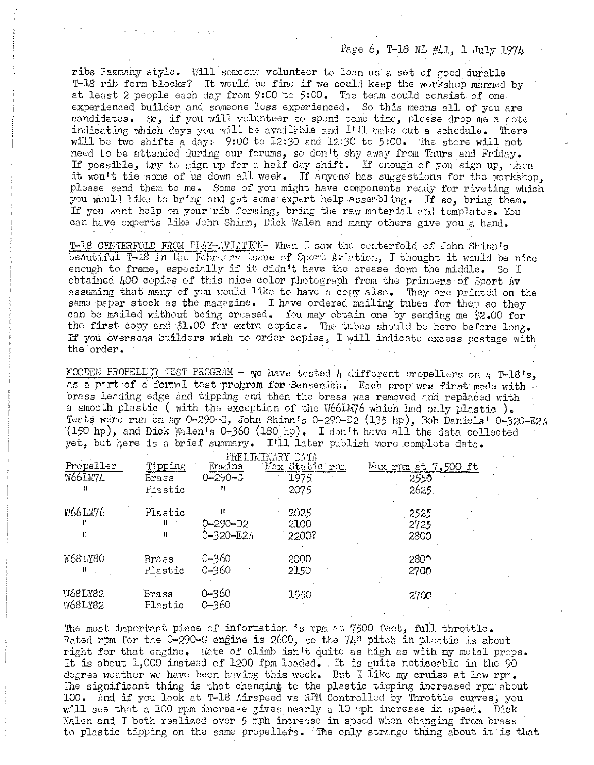ribs Pazmany style. Will someone volunteer to loan us a set of good durable T-18 rib form blocks? It would be fine if we could keep the workshop manned by at least 2 people each day from 9:00 to 5:00. The team could consist of one experienced builder and someone less experienced. So this means all of you are candidates. So, if you will volunteer to spend some time, please drop me a note indicating which days you will be available and I'll make out a schedule. There will be two shifts a day: 9:00 to 12:30 and 12:30 to 5:00. The store will not need to be attended during our forums, so don't shy away from Thurs and Friday. If possible, try to sign up for a half day shift. If enough of you sign up, then it won't tie some of us down all week. If anyone has suggestions for the workshop, please send them to me. Some of you might have components ready for riveting which you would like to bring and get some expert help assembling. If so, bring them. If you want help on your rib forming, bring the raw material and templates. You can have experts like John Shinn, Dick Walen and many others give you a hand.

T-18 CENTERFOLD FROM PLAY-AVIATION- When I saw the centerfold of John Shinn's beautiful T-18 in the February issue of Sport Aviation, I thought it would be nice enough to frame, especially if it didn't have the crease down the middle. So I obtained 400 copies of this nice color photograph from the printers of Sport Av assuming that many of you would like to have a copy also. They are printed on the same paper stock as the magazine. I have ordered mailing tubes for them so they can be mailed without being creased. You may obtain one by sending me $2.00 for the first copy and $1.00 for extra copies. The tubes should be here before long. If you overseas builders wish to order copies, I will indicate excess postage with the order.

WOODEN PROPELLER TEST PROGRAM - We have tested 4 different propellers on 4 T-18's, as a part of a formal test program for Sensenich. Each prop was first made with brass leading edge and tipping and then the brass was removed and replaced with a smooth plastic ( with the exception of the W66LM76 which had only plastic ). Tests were run on my O-290-G, John Shinn's O-290-D2 (135 hp), Bob Daniels' O-320-E2A (150 hp), and Dick Walen's O-360 (180 hp). I don't have all the data collected yet, but here is a brief summary. I'll later publish more complete data.

PRELIMINARY DATA

| Propeller | Tipping | Engine | Max Static rpm | Max rpm at 7,500 ft |
|---|---|---|---|---|
| W66LM74 | Brass | O-290-G | 1975 | 2550 |
| " | Plastic | " | 2075 | 2625 |
| W66LM76 | Plastic | " | 2025 | 2525 |
| " | " | O-290-D2 | 2100 | 2725 |
| " | " | O-320-E2A | 2200? | 2800 |
| W68LY80 | Brass | O-360 | 2000 | 2800 |
| " | Plastic | O-360 | 2150 | 2700 |
| W68LY82 | Brass | O-360 | 1950 | 2700 |
| W68LY82 | Plastic | O-360 | | |

The most important piece of information is rpm at 7500 feet, full throttle. Rated rpm for the O-290-G engine is 2600, so the 74" pitch in plastic is about right for that engine. Rate of climb isn't quite as high as with my metal props. It is about 1,000 instead of 1200 fpm loaded. It is quite noticeable in the 90 degree weather we have been having this week. But I like my cruise at low rpm. The significant thing is that changing to the plastic tipping increased rpm about 100. And if you look at T-18 Airspeed vs RPM Controlled by Throttle curves, you will see that a 100 rpm increase gives nearly a 10 mph increase in speed. Dick Walen and I both realized over 5 mph increase in speed when changing from brass to plastic tipping on the same propellers. The only strange thing about it is that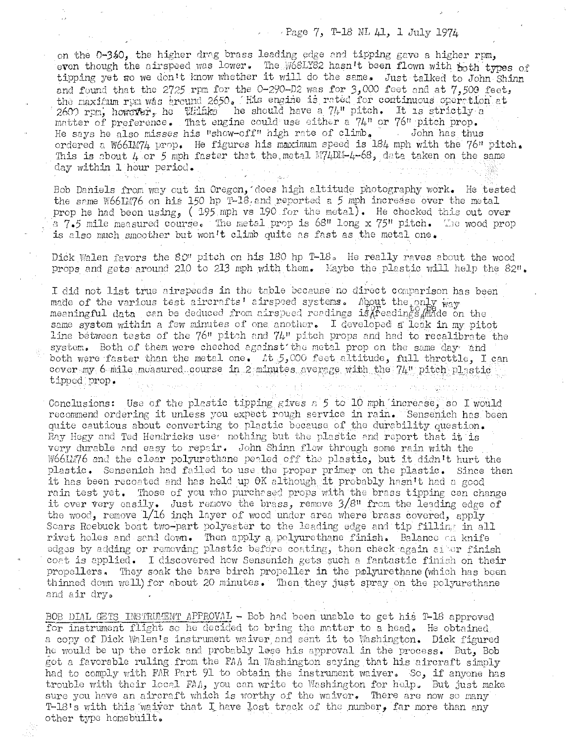on the O-340, the higher drag brass leading edge and tipping gave a higher rpm, even though the airspeed was lower. The W68LY82 hasn't been flown with both types of tipping yet so we don't know whether it will do the same. Just talked to John Shinn and found that the 2725 rpm for the O-290-D2 was for 3,000 feet and at 7,500 feet, the maximum rpm was around 2650. His engine is rated for continuous operation at 2600 rpm, however, he thinks he should have a 74" pitch. It is strictly a matter of preference. That engine could use either a 74" or 76" pitch prop. He says he also misses his "show-off" high rate of climb. John has thus ordered a W66LM74 prop. He figures his maximum speed is 184 mph with the 76" pitch. This is about 4 or 5 mph faster that the metal M74DM-4-68, data taken on the same day within 1 hour period.

Bob Daniels from way out in Oregon, does high altitude photography work. He tested the same W66LM76 on his 150 hp T-18 and reported a 5 mph increase over the metal prop he had been using, ( 195 mph vs 190 for the metal). He checked this out over a 7.5 mile measured course. The metal prop is 68" long x 75" pitch. The wood prop is also much smoother but won't climb quite as fast as the metal one.

Dick Walen favors the 80" pitch on his 180 hp T-18. He really raves about the wood props and gets around 210 to 213 mph with them. Maybe the plastic will help the 82".

I did not list true airspeeds in the table because no direct comparison has been made of the various test aircrafts' airspeed systems. About the only way meaningful data can be deduced from airspeed readings is for readings to be made on the same system within a few minutes of one another. I developed a leak in my pitot line between tests of the 76" pitch and 74" pitch props and had to recalibrate the system. Both of them were checked against the metal prop on the same day and both were faster than the metal one. At 5,000 feet altitude, full throttle, I can cover my 6 mile measured course in 2 minutes average with the 74" pitch plastic tipped prop.

Conclusions: Use of the plastic tipping gives a 5 to 10 mph increase, so I would recommend ordering it unless you expect rough service in rain. Sensenich has been quite cautious about converting to plastic because of the durability question. Ray Hegy and Ted Hendricks use nothing but the plastic and report that it is very durable and easy to repair. John Shinn flew through some rain with the W66LM76 and the clear polyurethane pealed off the plastic, but it didn't hurt the plastic. Sensenich had failed to use the proper primer on the plastic. Since then it has been recoated and has held up OK although it probably hasn't had a good rain test yet. Those of you who purchased props with the brass tipping can change it over very easily. Just remove the brass, remove 3/8" from the leading edge of the wood, remove 1/16 inch layer of wood under area where brass covered, apply Sears Roebuck boat two-part polyester to the leading edge and tip filling in all rivet holes and sand down. Then apply a polyurethane finish. Balance on knife edges by adding or removing plastic before coating, then check again after finish coat is applied. I discovered how Sensenich gets such a fantastic finish on their propellers. They soak the bare birch propeller in the polyurethane (which has been thinned down well) for about 20 minutes. Then they just spray on the polyurethane and air dry.

BOB DIAL GETS INSTRUMENT APPROVAL - Bob had been unable to get his T-18 approved for instrument flight so he decided to bring the matter to a head. He obtained a copy of Dick Walen's instrument waiver and sent it to Washington. Dick figured he would be up the crick and probably lose his approval in the process. But, Bob got a favorable ruling from the FAA in Washington saying that his aircraft simply had to comply with FAR Part 91 to obtain the instrument waiver. So, if anyone has trouble with their local FAA, you can write to Washington for help. But just make sure you have an aircraft which is worthy of the waiver. There are now so many T-18's with this waiver that I have lost track of the number, far more than any other type homebuilt.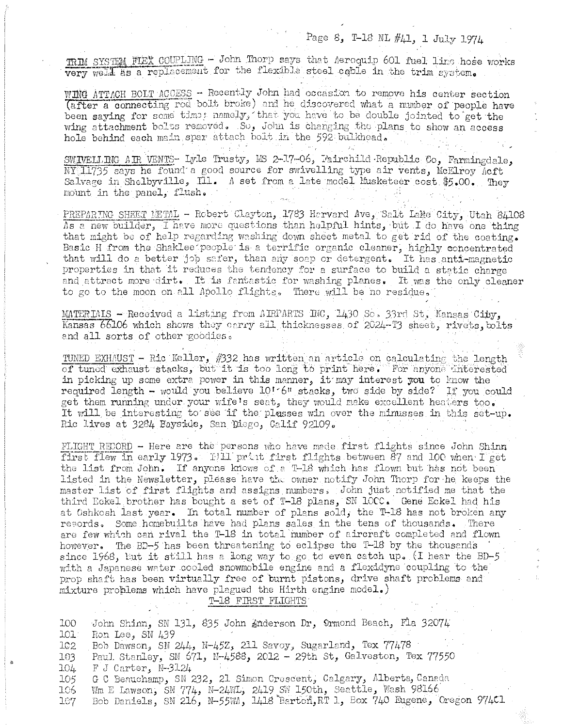TRIM SYSTEM FLEX COUPLING - John Thorp says that Aeroquip 601 fuel line hose works very well as a replacement for the flexible steel cable in the trim system.

WING ATTACH BOLT ACCESS - Recently John had occasion to remove his center section (after a connecting rod bolt broke) and he discovered what a number of people have been saying for some time; namely, that you have to be double jointed to get the wing attachment bolts removed. So, John is changing the plans to show an access hole behind each main spar attach bolt in the 592 bulkhead.

SWIVELLING AIR VENTS- Lyle Trusty, MS 2-17-06, Fairchild Republic Co, Farmingdale, NY 11735 says he found a good source for swivelling type air vents, McElroy Acft Salvage in Shelbyville, Ill. A set from a late model Musketeer cost $5.00. They mount in the panel, flush.

PREPARING SHEET METAL - Robert Clayton, 1783 Harvard Ave, Salt Lake City, Utah 84108 As a new builder, I have more questions than helpful hints, but I do have one thing that might be of help regarding washing down sheet metal to get rid of the coating. Basic H from the Shaklee people is a terrific organic cleaner, highly concentrated that will do a better job safer, than any soap or detergent. It has anti-magnetic properties in that it reduces the tendency for a surface to build a static charge and attract more dirt. It is fantastic for washing planes. It was the only cleaner to go to the moon on all Apollo flights. There will be no residue.

MATERIALS - Received a listing from AIRPARTS INC, 1430 So. 33rd St, Kansas City, Kansas 66106 which shows they carry all thicknesses of 2024-T3 sheet, rivets, bolts and all sorts of other goodies.

TUNED EXHAUST - Ric Keller, #332 has written an article on calculating the length of tuned exhaust stacks, but it is too long to print here. For anyone interested in picking up some extra power in this manner, it may interest you to know the required length - would you believe 10'-6" stacks, two side by side? If you could get them running under your wife's seat, they would make excellent heaters too. It will be interesting to see if the plusses win over the minusses in this set-up. Ric lives at 3284 Bayside, San Diego, Calif 92109.

FLIGHT RECORD - Here are the persons who have made first flights since John Shinn first flew in early 1973. I'll print first flights between 87 and 100 when I get the list from John. If anyone knows of a T-18 which has flown but has not been listed in the Newsletter, please have the owner notify John Thorp for he keeps the master list of first flights and assigns numbers. John just notified me that the third Eckel brother has bought a set of T-18 plans, SN 1000. Gene Eckel had his at Oshkosh last year. In total number of plans sold, the T-18 has not broken any records. Some homebuilts have had plans sales in the tens of thousands. There are few which can rival the T-18 in total number of aircraft completed and flown however. The BD-5 has been threatening to eclipse the T-18 by the thousands since 1968, but it still has a long way to go to even catch up. (I hear the BD-5 with a Japanese water cooled snowmobile engine and a flexidyne coupling to the prop shaft has been virtually free of burnt pistons, drive shaft problems and mixture problems which have plagued the Hirth engine model.)

T-18 FIRST FLIGHTS

100 John Shinn, SN 131, 835 John Anderson Dr, Ormond Beach, Fla 32074
101 Ron Lee, SN 439
102 Bob Dawson, SN 244, N-45Z, 211 Savoy, Sugarland, Tex 77478
103 Paul Stanley, SN 671, N-4588, 2012 - 29th St, Galveston, Tex 77550
104 F J Carter, N-3124
105 G C Beauchamp, SN 232, 21 Simon Crescent, Calgary, Alberta, Canada
106 Wm E Lawson, SN 774, N-24WL, 2419 SW 150th, Seattle, Wash 98166
107 Bob Daniels, SN 216, N-55WA, 1418 Barton, RT 1, Box 740 Eugene, Oregon 97401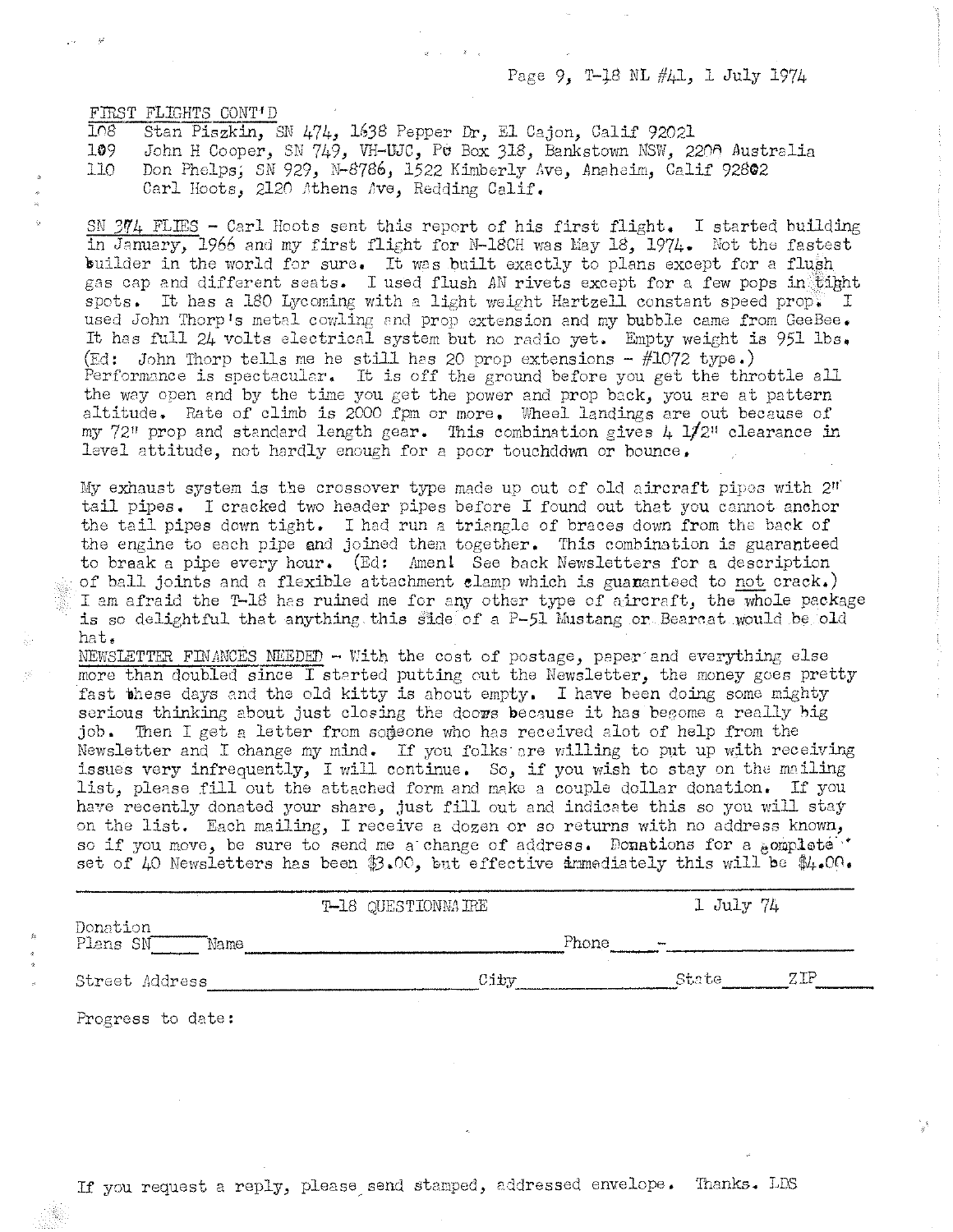FIRST FLIGHTS CONT'D

108 Stan Piszkin, SN 474, 1638 Pepper Dr, El Cajon, Calif 92021
109 John H Cooper, SN 749, VH-UJC, Po Box 318, Bankstown NSW, 2200 Australia
110 Don Phelps, SN 929, N-8786, 1522 Kimberly Ave, Anaheim, Calif 92802
Carl Hoots, 2120 Athens Ave, Redding Calif.

SN 374 FLIES - Carl Hoots sent this report of his first flight. I started building in January, 1966 and my first flight for N-18CH was May 18, 1974. Not the fastest builder in the world for sure. It was built exactly to plans except for a flush gas cap and different seats. I used flush AN rivets except for a few pops in tight spots. It has a 180 Lycoming with a light weight Hartzell constant speed prop. I used John Thorp's metal cowling and prop extension and my bubble came from GeeBee. It has full 24 volts electrical system but no radio yet. Empty weight is 951 lbs. (Ed: John Thorp tells me he still has 20 prop extensions - #1072 type.) Performance is spectacular. It is off the ground before you get the throttle all the way open and by the time you get the power and prop back, you are at pattern altitude. Rate of climb is 2000 fpm or more. Wheel landings are out because of my 72" prop and standard length gear. This combination gives 4 1/2" clearance in level attitude, not hardly enough for a poor touchddwn or bounce.

My exhaust system is the crossover type made up out of old aircraft pipes with 2" tail pipes. I cracked two header pipes before I found out that you cannot anchor the tail pipes down tight. I had run a triangle of braces down from the back of the engine to each pipe and joined them together. This combination is guaranteed to break a pipe every hour. (Ed: Amen! See back Newsletters for a description of ball joints and a flexible attachment clamp which is guaranteed to not crack.) I am afraid the T-18 has ruined me for any other type of aircraft, the whole package is so delightful that anything this side of a P-51 Mustang or Bearcat would be old hat.

NEWSLETTER FINANCES NEEDED - With the cost of postage, paper and everything else more than doubled since I started putting out the Newsletter, the money goes pretty fast these days and the old kitty is about empty. I have been doing some mighty serious thinking about just closing the doors because it has become a really big job. Then I get a letter from someone who has received alot of help from the Newsletter and I change my mind. If you folks are willing to put up with receiving issues very infrequently, I will continue. So, if you wish to stay on the mailing list, please fill out the attached form and make a couple dollar donation. If you have recently donated your share, just fill out and indicate this so you will stay on the list. Each mailing, I receive a dozen or so returns with no address known, so if you move, be sure to send me a change of address. Donations for a complete set of 40 Newsletters has been $3.00, but effective immediately this will be $4.00.

---

T-18 QUESTIONNAIRE — 1 July 74

Donation
Plans SN\_\_\_\_\_ Name\_\_\_\_\_\_\_\_\_\_\_\_\_\_\_\_\_\_\_\_\_\_\_\_\_\_\_\_\_\_ Phone\_\_\_\_ - \_\_\_\_\_\_\_\_\_\_\_\_\_\_

Street Address\_\_\_\_\_\_\_\_\_\_\_\_\_\_\_\_\_\_\_\_\_\_\_\_\_\_ City\_\_\_\_\_\_\_\_\_\_\_\_\_\_\_\_ State\_\_\_\_\_\_ ZIP\_\_\_\_\_\_

Progress to date:

If you request a reply, please send stamped, addressed envelope. Thanks. LDS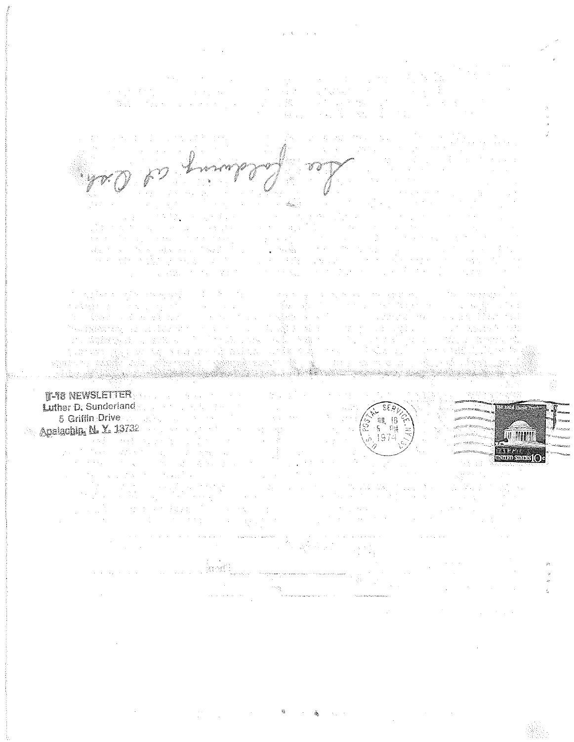See Goldwing at Oct.

I-78 NEWSLETTER
Luther D. Sunderland
5 Griffin Drive
Apalachin, N. Y. 13732

U.S. POSTAL SERVICE
JUL 18
5 PM
1974

UNITED STATES 10c